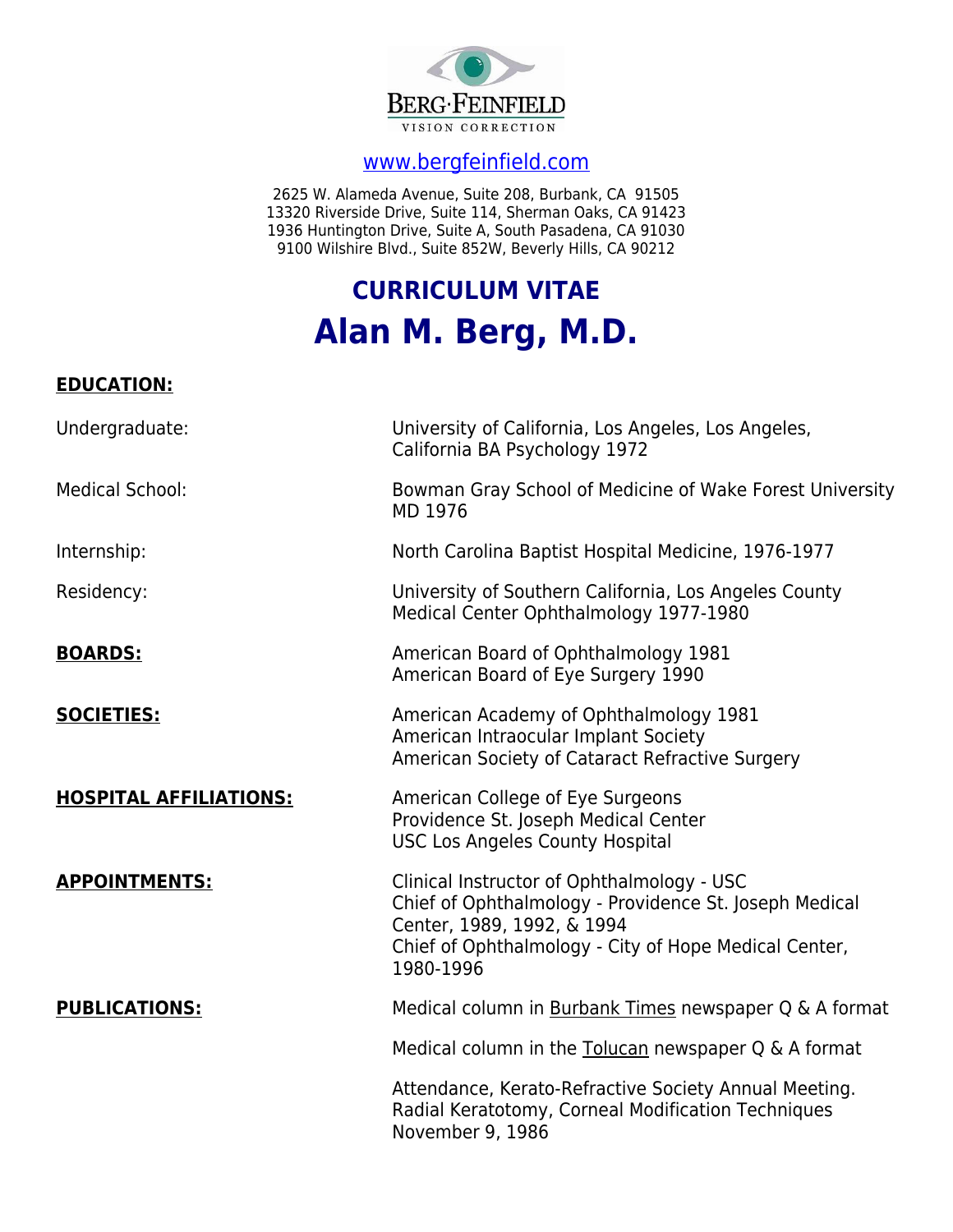BERG·FEINFIELD
VISION CORRECTION

www.bergfeinfield.com

2625 W. Alameda Avenue, Suite 208, Burbank, CA 91505
13320 Riverside Drive, Suite 114, Sherman Oaks, CA 91423
1936 Huntington Drive, Suite A, South Pasadena, CA 91030
9100 Wilshire Blvd., Suite 852W, Beverly Hills, CA 90212

# CURRICULUM VITAE

# Alan M. Berg, M.D.

## EDUCATION:

**Undergraduate:** University of California, Los Angeles, Los Angeles, California BA Psychology 1972

**Medical School:** Bowman Gray School of Medicine of Wake Forest University MD 1976

**Internship:** North Carolina Baptist Hospital Medicine, 1976-1977

**Residency:** University of Southern California, Los Angeles County Medical Center Ophthalmology 1977-1980

## BOARDS:

American Board of Ophthalmology 1981
American Board of Eye Surgery 1990

## SOCIETIES:

American Academy of Ophthalmology 1981
American Intraocular Implant Society
American Society of Cataract Refractive Surgery

## HOSPITAL AFFILIATIONS:

American College of Eye Surgeons
Providence St. Joseph Medical Center
USC Los Angeles County Hospital

## APPOINTMENTS:

Clinical Instructor of Ophthalmology - USC
Chief of Ophthalmology - Providence St. Joseph Medical Center, 1989, 1992, & 1994
Chief of Ophthalmology - City of Hope Medical Center, 1980-1996

## PUBLICATIONS:

Medical column in Burbank Times newspaper Q & A format

Medical column in the Tolucan newspaper Q & A format

Attendance, Kerato-Refractive Society Annual Meeting. Radial Keratotomy, Corneal Modification Techniques November 9, 1986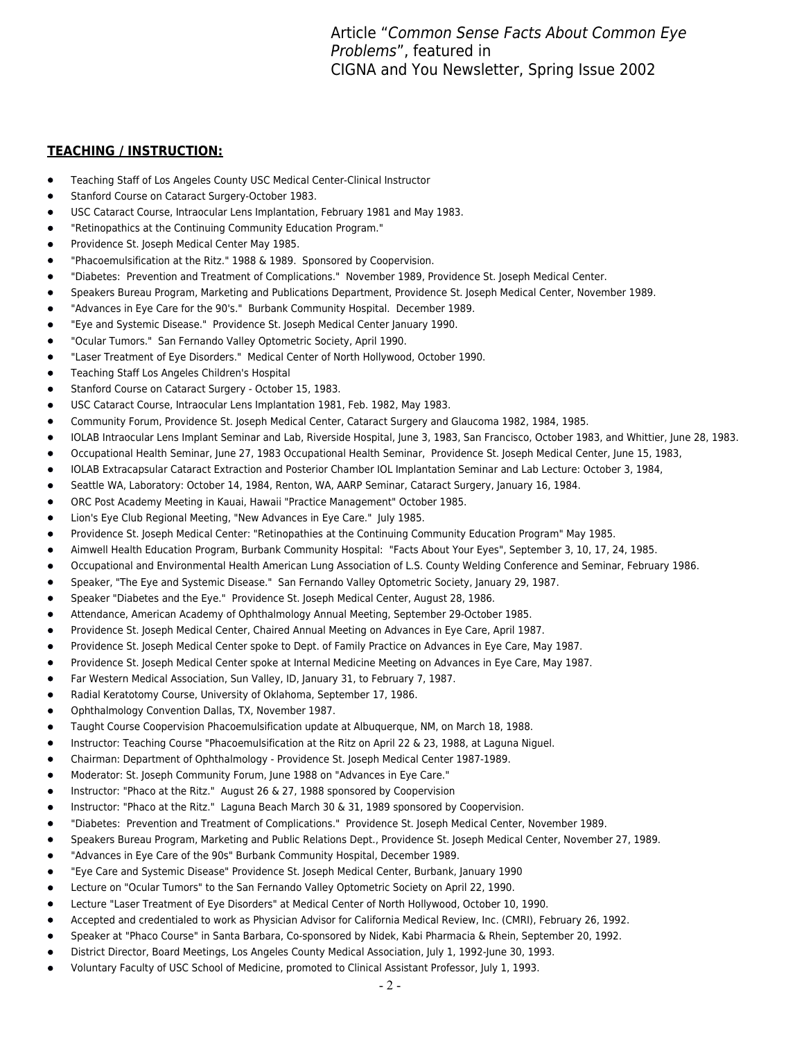Article "*Common Sense Facts About Common Eye Problems*", featured in CIGNA and You Newsletter, Spring Issue 2002

## TEACHING / INSTRUCTION:

- Teaching Staff of Los Angeles County USC Medical Center-Clinical Instructor
- Stanford Course on Cataract Surgery-October 1983.
- USC Cataract Course, Intraocular Lens Implantation, February 1981 and May 1983.
- "Retinopathics at the Continuing Community Education Program."
- Providence St. Joseph Medical Center May 1985.
- "Phacoemulsification at the Ritz." 1988 & 1989. Sponsored by Coopervision.
- "Diabetes: Prevention and Treatment of Complications." November 1989, Providence St. Joseph Medical Center.
- Speakers Bureau Program, Marketing and Publications Department, Providence St. Joseph Medical Center, November 1989.
- "Advances in Eye Care for the 90's." Burbank Community Hospital. December 1989.
- "Eye and Systemic Disease." Providence St. Joseph Medical Center January 1990.
- "Ocular Tumors." San Fernando Valley Optometric Society, April 1990.
- "Laser Treatment of Eye Disorders." Medical Center of North Hollywood, October 1990.
- Teaching Staff Los Angeles Children's Hospital
- Stanford Course on Cataract Surgery - October 15, 1983.
- USC Cataract Course, Intraocular Lens Implantation 1981, Feb. 1982, May 1983.
- Community Forum, Providence St. Joseph Medical Center, Cataract Surgery and Glaucoma 1982, 1984, 1985.
- IOLAB Intraocular Lens Implant Seminar and Lab, Riverside Hospital, June 3, 1983, San Francisco, October 1983, and Whittier, June 28, 1983.
- Occupational Health Seminar, June 27, 1983 Occupational Health Seminar, Providence St. Joseph Medical Center, June 15, 1983,
- IOLAB Extracapsular Cataract Extraction and Posterior Chamber IOL Implantation Seminar and Lab Lecture: October 3, 1984,
- Seattle WA, Laboratory: October 14, 1984, Renton, WA, AARP Seminar, Cataract Surgery, January 16, 1984.
- ORC Post Academy Meeting in Kauai, Hawaii "Practice Management" October 1985.
- Lion's Eye Club Regional Meeting, "New Advances in Eye Care." July 1985.
- Providence St. Joseph Medical Center: "Retinopathies at the Continuing Community Education Program" May 1985.
- Aimwell Health Education Program, Burbank Community Hospital: "Facts About Your Eyes", September 3, 10, 17, 24, 1985.
- Occupational and Environmental Health American Lung Association of L.S. County Welding Conference and Seminar, February 1986.
- Speaker, "The Eye and Systemic Disease." San Fernando Valley Optometric Society, January 29, 1987.
- Speaker "Diabetes and the Eye." Providence St. Joseph Medical Center, August 28, 1986.
- Attendance, American Academy of Ophthalmology Annual Meeting, September 29-October 1985.
- Providence St. Joseph Medical Center, Chaired Annual Meeting on Advances in Eye Care, April 1987.
- Providence St. Joseph Medical Center spoke to Dept. of Family Practice on Advances in Eye Care, May 1987.
- Providence St. Joseph Medical Center spoke at Internal Medicine Meeting on Advances in Eye Care, May 1987.
- Far Western Medical Association, Sun Valley, ID, January 31, to February 7, 1987.
- Radial Keratotomy Course, University of Oklahoma, September 17, 1986.
- Ophthalmology Convention Dallas, TX, November 1987.
- Taught Course Coopervision Phacoemulsification update at Albuquerque, NM, on March 18, 1988.
- Instructor: Teaching Course "Phacoemulsification at the Ritz on April 22 & 23, 1988, at Laguna Niguel.
- Chairman: Department of Ophthalmology - Providence St. Joseph Medical Center 1987-1989.
- Moderator: St. Joseph Community Forum, June 1988 on "Advances in Eye Care."
- Instructor: "Phaco at the Ritz." August 26 & 27, 1988 sponsored by Coopervision
- Instructor: "Phaco at the Ritz." Laguna Beach March 30 & 31, 1989 sponsored by Coopervision.
- "Diabetes: Prevention and Treatment of Complications." Providence St. Joseph Medical Center, November 1989.
- Speakers Bureau Program, Marketing and Public Relations Dept., Providence St. Joseph Medical Center, November 27, 1989.
- "Advances in Eye Care of the 90s" Burbank Community Hospital, December 1989.
- "Eye Care and Systemic Disease" Providence St. Joseph Medical Center, Burbank, January 1990
- Lecture on "Ocular Tumors" to the San Fernando Valley Optometric Society on April 22, 1990.
- Lecture "Laser Treatment of Eye Disorders" at Medical Center of North Hollywood, October 10, 1990.
- Accepted and credentialed to work as Physician Advisor for California Medical Review, Inc. (CMRI), February 26, 1992.
- Speaker at "Phaco Course" in Santa Barbara, Co-sponsored by Nidek, Kabi Pharmacia & Rhein, September 20, 1992.
- District Director, Board Meetings, Los Angeles County Medical Association, July 1, 1992-June 30, 1993.
- Voluntary Faculty of USC School of Medicine, promoted to Clinical Assistant Professor, July 1, 1993.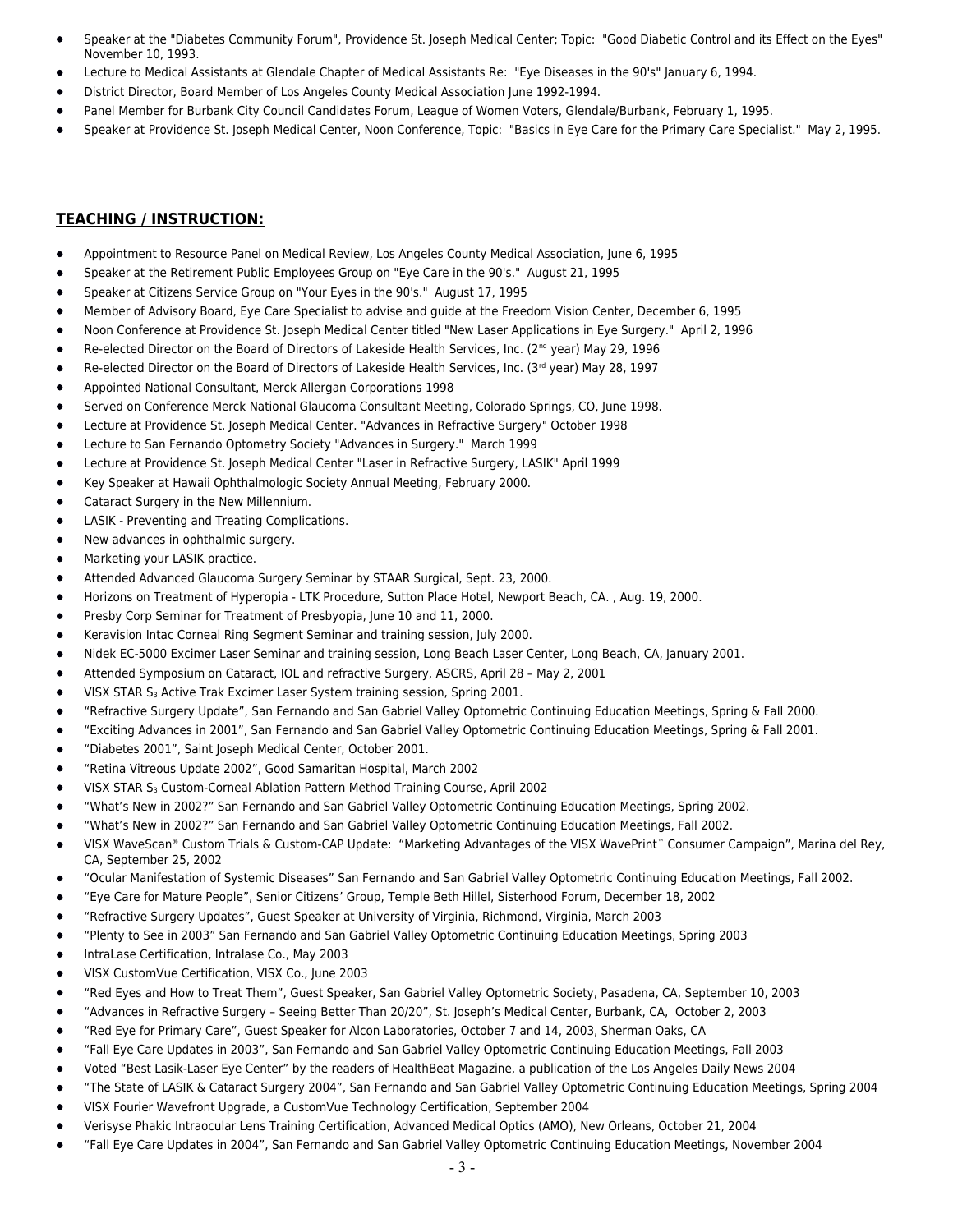- Speaker at the "Diabetes Community Forum", Providence St. Joseph Medical Center; Topic: "Good Diabetic Control and its Effect on the Eyes" November 10, 1993.
- Lecture to Medical Assistants at Glendale Chapter of Medical Assistants Re: "Eye Diseases in the 90's" January 6, 1994.
- District Director, Board Member of Los Angeles County Medical Association June 1992-1994.
- Panel Member for Burbank City Council Candidates Forum, League of Women Voters, Glendale/Burbank, February 1, 1995.
- Speaker at Providence St. Joseph Medical Center, Noon Conference, Topic: "Basics in Eye Care for the Primary Care Specialist." May 2, 1995.

## TEACHING / INSTRUCTION:

- Appointment to Resource Panel on Medical Review, Los Angeles County Medical Association, June 6, 1995
- Speaker at the Retirement Public Employees Group on "Eye Care in the 90's." August 21, 1995
- Speaker at Citizens Service Group on "Your Eyes in the 90's." August 17, 1995
- Member of Advisory Board, Eye Care Specialist to advise and guide at the Freedom Vision Center, December 6, 1995
- Noon Conference at Providence St. Joseph Medical Center titled "New Laser Applications in Eye Surgery." April 2, 1996
- Re-elected Director on the Board of Directors of Lakeside Health Services, Inc. (2nd year) May 29, 1996
- Re-elected Director on the Board of Directors of Lakeside Health Services, Inc. (3rd year) May 28, 1997
- Appointed National Consultant, Merck Allergan Corporations 1998
- Served on Conference Merck National Glaucoma Consultant Meeting, Colorado Springs, CO, June 1998.
- Lecture at Providence St. Joseph Medical Center. "Advances in Refractive Surgery" October 1998
- Lecture to San Fernando Optometry Society "Advances in Surgery." March 1999
- Lecture at Providence St. Joseph Medical Center "Laser in Refractive Surgery, LASIK" April 1999
- Key Speaker at Hawaii Ophthalmologic Society Annual Meeting, February 2000.
- Cataract Surgery in the New Millennium.
- LASIK - Preventing and Treating Complications.
- New advances in ophthalmic surgery.
- Marketing your LASIK practice.
- Attended Advanced Glaucoma Surgery Seminar by STAAR Surgical, Sept. 23, 2000.
- Horizons on Treatment of Hyperopia - LTK Procedure, Sutton Place Hotel, Newport Beach, CA. , Aug. 19, 2000.
- Presby Corp Seminar for Treatment of Presbyopia, June 10 and 11, 2000.
- Keravision Intac Corneal Ring Segment Seminar and training session, July 2000.
- Nidek EC-5000 Excimer Laser Seminar and training session, Long Beach Laser Center, Long Beach, CA, January 2001.
- Attended Symposium on Cataract, IOL and refractive Surgery, ASCRS, April 28 – May 2, 2001
- VISX STAR $S_3$ Active Trak Excimer Laser System training session, Spring 2001.
- "Refractive Surgery Update", San Fernando and San Gabriel Valley Optometric Continuing Education Meetings, Spring & Fall 2000.
- "Exciting Advances in 2001", San Fernando and San Gabriel Valley Optometric Continuing Education Meetings, Spring & Fall 2001.
- "Diabetes 2001", Saint Joseph Medical Center, October 2001.
- "Retina Vitreous Update 2002", Good Samaritan Hospital, March 2002
- VISX STAR $S_3$ Custom-Corneal Ablation Pattern Method Training Course, April 2002
- "What's New in 2002?" San Fernando and San Gabriel Valley Optometric Continuing Education Meetings, Spring 2002.
- "What's New in 2002?" San Fernando and San Gabriel Valley Optometric Continuing Education Meetings, Fall 2002.
- VISX WaveScan® Custom Trials & Custom-CAP Update: "Marketing Advantages of the VISX WavePrint™ Consumer Campaign", Marina del Rey, CA, September 25, 2002
- "Ocular Manifestation of Systemic Diseases" San Fernando and San Gabriel Valley Optometric Continuing Education Meetings, Fall 2002.
- "Eye Care for Mature People", Senior Citizens' Group, Temple Beth Hillel, Sisterhood Forum, December 18, 2002
- "Refractive Surgery Updates", Guest Speaker at University of Virginia, Richmond, Virginia, March 2003
- "Plenty to See in 2003" San Fernando and San Gabriel Valley Optometric Continuing Education Meetings, Spring 2003
- IntraLase Certification, Intralase Co., May 2003
- VISX CustomVue Certification, VISX Co., June 2003
- "Red Eyes and How to Treat Them", Guest Speaker, San Gabriel Valley Optometric Society, Pasadena, CA, September 10, 2003
- "Advances in Refractive Surgery – Seeing Better Than 20/20", St. Joseph's Medical Center, Burbank, CA, October 2, 2003
- "Red Eye for Primary Care", Guest Speaker for Alcon Laboratories, October 7 and 14, 2003, Sherman Oaks, CA
- "Fall Eye Care Updates in 2003", San Fernando and San Gabriel Valley Optometric Continuing Education Meetings, Fall 2003
- Voted "Best Lasik-Laser Eye Center" by the readers of HealthBeat Magazine, a publication of the Los Angeles Daily News 2004
- "The State of LASIK & Cataract Surgery 2004", San Fernando and San Gabriel Valley Optometric Continuing Education Meetings, Spring 2004
- VISX Fourier Wavefront Upgrade, a CustomVue Technology Certification, September 2004
- Verisyse Phakic Intraocular Lens Training Certification, Advanced Medical Optics (AMO), New Orleans, October 21, 2004
- "Fall Eye Care Updates in 2004", San Fernando and San Gabriel Valley Optometric Continuing Education Meetings, November 2004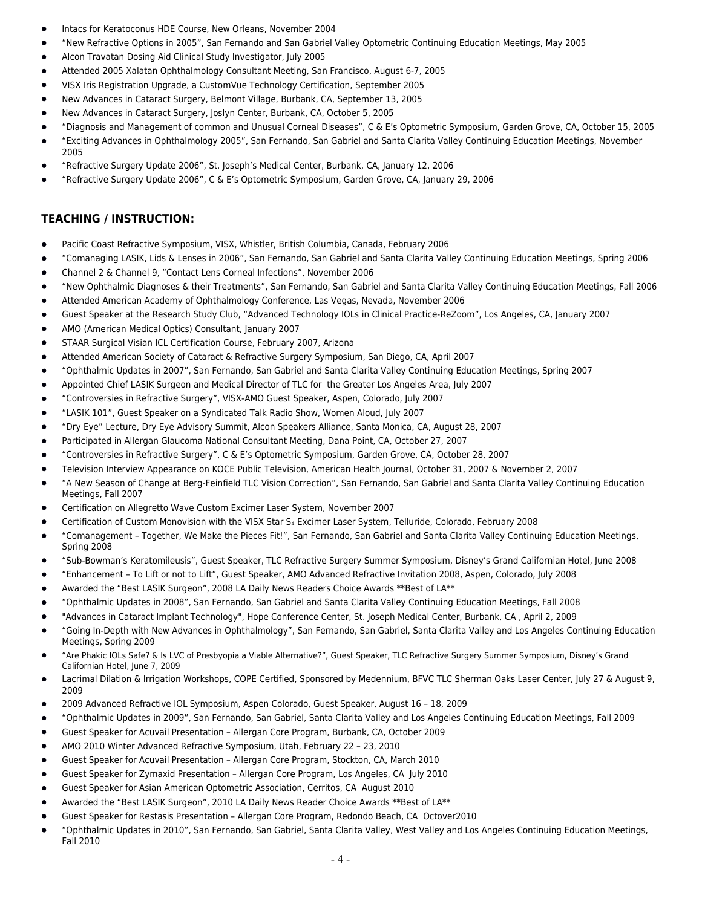- Intacs for Keratoconus HDE Course, New Orleans, November 2004
- “New Refractive Options in 2005”, San Fernando and San Gabriel Valley Optometric Continuing Education Meetings, May 2005
- Alcon Travatan Dosing Aid Clinical Study Investigator, July 2005
- Attended 2005 Xalatan Ophthalmology Consultant Meeting, San Francisco, August 6-7, 2005
- VISX Iris Registration Upgrade, a CustomVue Technology Certification, September 2005
- New Advances in Cataract Surgery, Belmont Village, Burbank, CA, September 13, 2005
- New Advances in Cataract Surgery, Joslyn Center, Burbank, CA, October 5, 2005
- “Diagnosis and Management of common and Unusual Corneal Diseases”, C & E’s Optometric Symposium, Garden Grove, CA, October 15, 2005
- “Exciting Advances in Ophthalmology 2005”, San Fernando, San Gabriel and Santa Clarita Valley Continuing Education Meetings, November 2005
- “Refractive Surgery Update 2006”, St. Joseph’s Medical Center, Burbank, CA, January 12, 2006
- “Refractive Surgery Update 2006”, C & E’s Optometric Symposium, Garden Grove, CA, January 29, 2006

## TEACHING / INSTRUCTION:

- Pacific Coast Refractive Symposium, VISX, Whistler, British Columbia, Canada, February 2006
- “Comanaging LASIK, Lids & Lenses in 2006”, San Fernando, San Gabriel and Santa Clarita Valley Continuing Education Meetings, Spring 2006
- Channel 2 & Channel 9, “Contact Lens Corneal Infections”, November 2006
- “New Ophthalmic Diagnoses & their Treatments”, San Fernando, San Gabriel and Santa Clarita Valley Continuing Education Meetings, Fall 2006
- Attended American Academy of Ophthalmology Conference, Las Vegas, Nevada, November 2006
- Guest Speaker at the Research Study Club, “Advanced Technology IOLs in Clinical Practice-ReZoom”, Los Angeles, CA, January 2007
- AMO (American Medical Optics) Consultant, January 2007
- STAAR Surgical Visian ICL Certification Course, February 2007, Arizona
- Attended American Society of Cataract & Refractive Surgery Symposium, San Diego, CA, April 2007
- “Ophthalmic Updates in 2007”, San Fernando, San Gabriel and Santa Clarita Valley Continuing Education Meetings, Spring 2007
- Appointed Chief LASIK Surgeon and Medical Director of TLC for the Greater Los Angeles Area, July 2007
- “Controversies in Refractive Surgery”, VISX-AMO Guest Speaker, Aspen, Colorado, July 2007
- “LASIK 101”, Guest Speaker on a Syndicated Talk Radio Show, Women Aloud, July 2007
- “Dry Eye” Lecture, Dry Eye Advisory Summit, Alcon Speakers Alliance, Santa Monica, CA, August 28, 2007
- Participated in Allergan Glaucoma National Consultant Meeting, Dana Point, CA, October 27, 2007
- “Controversies in Refractive Surgery”, C & E’s Optometric Symposium, Garden Grove, CA, October 28, 2007
- Television Interview Appearance on KOCE Public Television, American Health Journal, October 31, 2007 & November 2, 2007
- “A New Season of Change at Berg-Feinfield TLC Vision Correction”, San Fernando, San Gabriel and Santa Clarita Valley Continuing Education Meetings, Fall 2007
- Certification on Allegretto Wave Custom Excimer Laser System, November 2007
- Certification of Custom Monovision with the VISX Star $S_4$ Excimer Laser System, Telluride, Colorado, February 2008
- “Comanagement – Together, We Make the Pieces Fit!”, San Fernando, San Gabriel and Santa Clarita Valley Continuing Education Meetings, Spring 2008
- “Sub-Bowman’s Keratomileusis”, Guest Speaker, TLC Refractive Surgery Summer Symposium, Disney’s Grand Californian Hotel, June 2008
- “Enhancement – To Lift or not to Lift”, Guest Speaker, AMO Advanced Refractive Invitation 2008, Aspen, Colorado, July 2008
- Awarded the “Best LASIK Surgeon”, 2008 LA Daily News Readers Choice Awards **Best of LA**
- “Ophthalmic Updates in 2008”, San Fernando, San Gabriel and Santa Clarita Valley Continuing Education Meetings, Fall 2008
- "Advances in Cataract Implant Technology", Hope Conference Center, St. Joseph Medical Center, Burbank, CA , April 2, 2009
- “Going In-Depth with New Advances in Ophthalmology”, San Fernando, San Gabriel, Santa Clarita Valley and Los Angeles Continuing Education Meetings, Spring 2009
- “Are Phakic IOLs Safe? & Is LVC of Presbyopia a Viable Alternative?”, Guest Speaker, TLC Refractive Surgery Summer Symposium, Disney’s Grand Californian Hotel, June 7, 2009
- Lacrimal Dilation & Irrigation Workshops, COPE Certified, Sponsored by Medennium, BFVC TLC Sherman Oaks Laser Center, July 27 & August 9, 2009
- 2009 Advanced Refractive IOL Symposium, Aspen Colorado, Guest Speaker, August 16 – 18, 2009
- “Ophthalmic Updates in 2009”, San Fernando, San Gabriel, Santa Clarita Valley and Los Angeles Continuing Education Meetings, Fall 2009
- Guest Speaker for Acuvail Presentation – Allergan Core Program, Burbank, CA, October 2009
- AMO 2010 Winter Advanced Refractive Symposium, Utah, February 22 – 23, 2010
- Guest Speaker for Acuvail Presentation – Allergan Core Program, Stockton, CA, March 2010
- Guest Speaker for Zymaxid Presentation – Allergan Core Program, Los Angeles, CA July 2010
- Guest Speaker for Asian American Optometric Association, Cerritos, CA August 2010
- Awarded the “Best LASIK Surgeon”, 2010 LA Daily News Reader Choice Awards **Best of LA**
- Guest Speaker for Restasis Presentation – Allergan Core Program, Redondo Beach, CA Octover2010
- “Ophthalmic Updates in 2010”, San Fernando, San Gabriel, Santa Clarita Valley, West Valley and Los Angeles Continuing Education Meetings, Fall 2010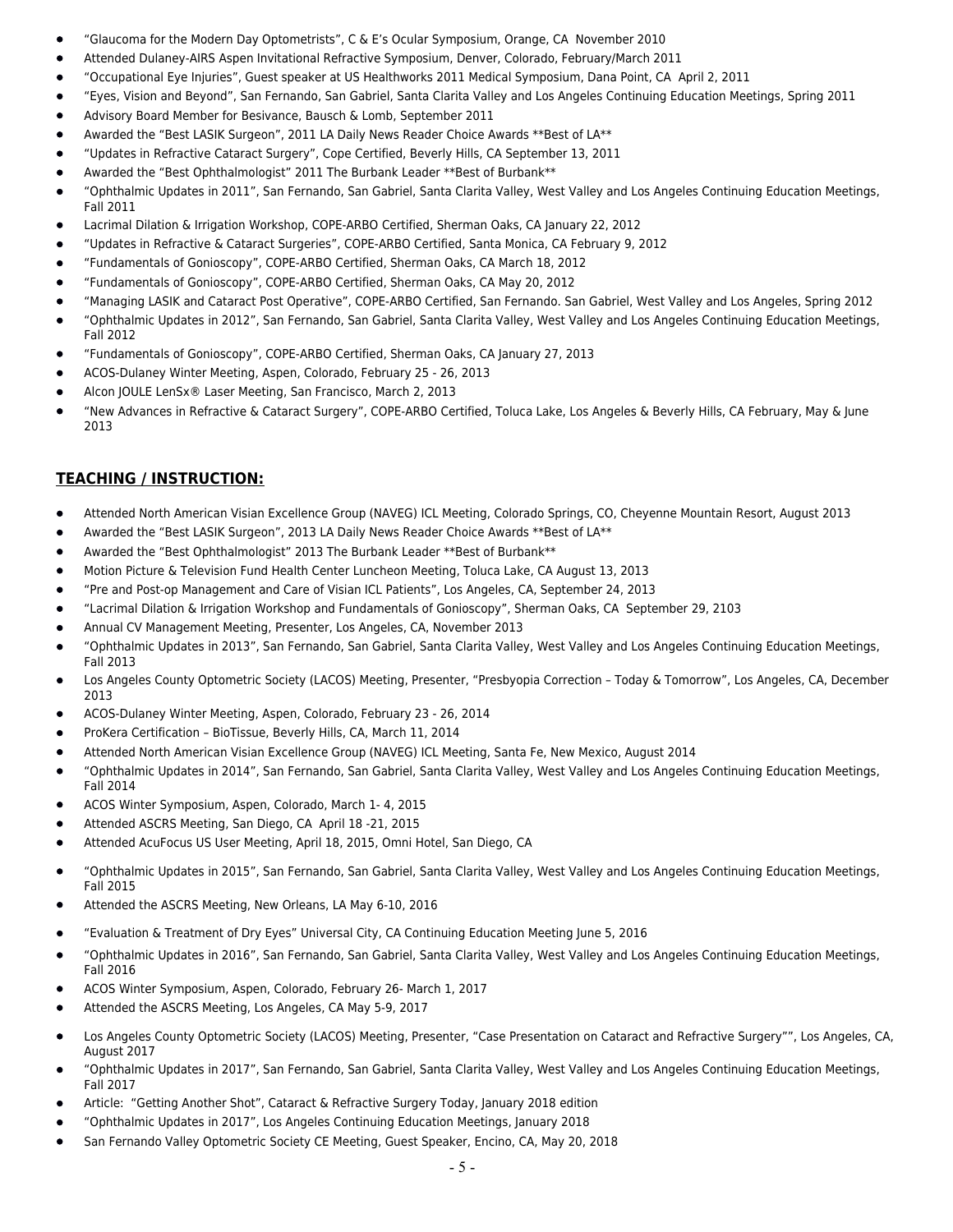- "Glaucoma for the Modern Day Optometrists", C & E's Ocular Symposium, Orange, CA November 2010
- Attended Dulaney-AIRS Aspen Invitational Refractive Symposium, Denver, Colorado, February/March 2011
- "Occupational Eye Injuries", Guest speaker at US Healthworks 2011 Medical Symposium, Dana Point, CA April 2, 2011
- "Eyes, Vision and Beyond", San Fernando, San Gabriel, Santa Clarita Valley and Los Angeles Continuing Education Meetings, Spring 2011
- Advisory Board Member for Besivance, Bausch & Lomb, September 2011
- Awarded the "Best LASIK Surgeon", 2011 LA Daily News Reader Choice Awards **Best of LA**
- "Updates in Refractive Cataract Surgery", Cope Certified, Beverly Hills, CA September 13, 2011
- Awarded the "Best Ophthalmologist" 2011 The Burbank Leader **Best of Burbank**
- "Ophthalmic Updates in 2011", San Fernando, San Gabriel, Santa Clarita Valley, West Valley and Los Angeles Continuing Education Meetings, Fall 2011
- Lacrimal Dilation & Irrigation Workshop, COPE-ARBO Certified, Sherman Oaks, CA January 22, 2012
- "Updates in Refractive & Cataract Surgeries", COPE-ARBO Certified, Santa Monica, CA February 9, 2012
- "Fundamentals of Gonioscopy", COPE-ARBO Certified, Sherman Oaks, CA March 18, 2012
- "Fundamentals of Gonioscopy", COPE-ARBO Certified, Sherman Oaks, CA May 20, 2012
- "Managing LASIK and Cataract Post Operative", COPE-ARBO Certified, San Fernando. San Gabriel, West Valley and Los Angeles, Spring 2012
- "Ophthalmic Updates in 2012", San Fernando, San Gabriel, Santa Clarita Valley, West Valley and Los Angeles Continuing Education Meetings, Fall 2012
- "Fundamentals of Gonioscopy", COPE-ARBO Certified, Sherman Oaks, CA January 27, 2013
- ACOS-Dulaney Winter Meeting, Aspen, Colorado, February 25 - 26, 2013
- Alcon JOULE LenSx® Laser Meeting, San Francisco, March 2, 2013
- "New Advances in Refractive & Cataract Surgery", COPE-ARBO Certified, Toluca Lake, Los Angeles & Beverly Hills, CA February, May & June 2013

## TEACHING / INSTRUCTION:

- Attended North American Visian Excellence Group (NAVEG) ICL Meeting, Colorado Springs, CO, Cheyenne Mountain Resort, August 2013
- Awarded the "Best LASIK Surgeon", 2013 LA Daily News Reader Choice Awards **Best of LA**
- Awarded the "Best Ophthalmologist" 2013 The Burbank Leader **Best of Burbank**
- Motion Picture & Television Fund Health Center Luncheon Meeting, Toluca Lake, CA August 13, 2013
- "Pre and Post-op Management and Care of Visian ICL Patients", Los Angeles, CA, September 24, 2013
- "Lacrimal Dilation & Irrigation Workshop and Fundamentals of Gonioscopy", Sherman Oaks, CA September 29, 2103
- Annual CV Management Meeting, Presenter, Los Angeles, CA, November 2013
- "Ophthalmic Updates in 2013", San Fernando, San Gabriel, Santa Clarita Valley, West Valley and Los Angeles Continuing Education Meetings, Fall 2013
- Los Angeles County Optometric Society (LACOS) Meeting, Presenter, "Presbyopia Correction – Today & Tomorrow", Los Angeles, CA, December 2013
- ACOS-Dulaney Winter Meeting, Aspen, Colorado, February 23 - 26, 2014
- ProKera Certification – BioTissue, Beverly Hills, CA, March 11, 2014
- Attended North American Visian Excellence Group (NAVEG) ICL Meeting, Santa Fe, New Mexico, August 2014
- "Ophthalmic Updates in 2014", San Fernando, San Gabriel, Santa Clarita Valley, West Valley and Los Angeles Continuing Education Meetings, Fall 2014
- ACOS Winter Symposium, Aspen, Colorado, March 1- 4, 2015
- Attended ASCRS Meeting, San Diego, CA April 18 -21, 2015
- Attended AcuFocus US User Meeting, April 18, 2015, Omni Hotel, San Diego, CA
- "Ophthalmic Updates in 2015", San Fernando, San Gabriel, Santa Clarita Valley, West Valley and Los Angeles Continuing Education Meetings, Fall 2015
- Attended the ASCRS Meeting, New Orleans, LA May 6-10, 2016
- "Evaluation & Treatment of Dry Eyes" Universal City, CA Continuing Education Meeting June 5, 2016
- "Ophthalmic Updates in 2016", San Fernando, San Gabriel, Santa Clarita Valley, West Valley and Los Angeles Continuing Education Meetings, Fall 2016
- ACOS Winter Symposium, Aspen, Colorado, February 26- March 1, 2017
- Attended the ASCRS Meeting, Los Angeles, CA May 5-9, 2017
- Los Angeles County Optometric Society (LACOS) Meeting, Presenter, "Case Presentation on Cataract and Refractive Surgery"", Los Angeles, CA, August 2017
- "Ophthalmic Updates in 2017", San Fernando, San Gabriel, Santa Clarita Valley, West Valley and Los Angeles Continuing Education Meetings, Fall 2017
- Article: "Getting Another Shot", Cataract & Refractive Surgery Today, January 2018 edition
- "Ophthalmic Updates in 2017", Los Angeles Continuing Education Meetings, January 2018
- San Fernando Valley Optometric Society CE Meeting, Guest Speaker, Encino, CA, May 20, 2018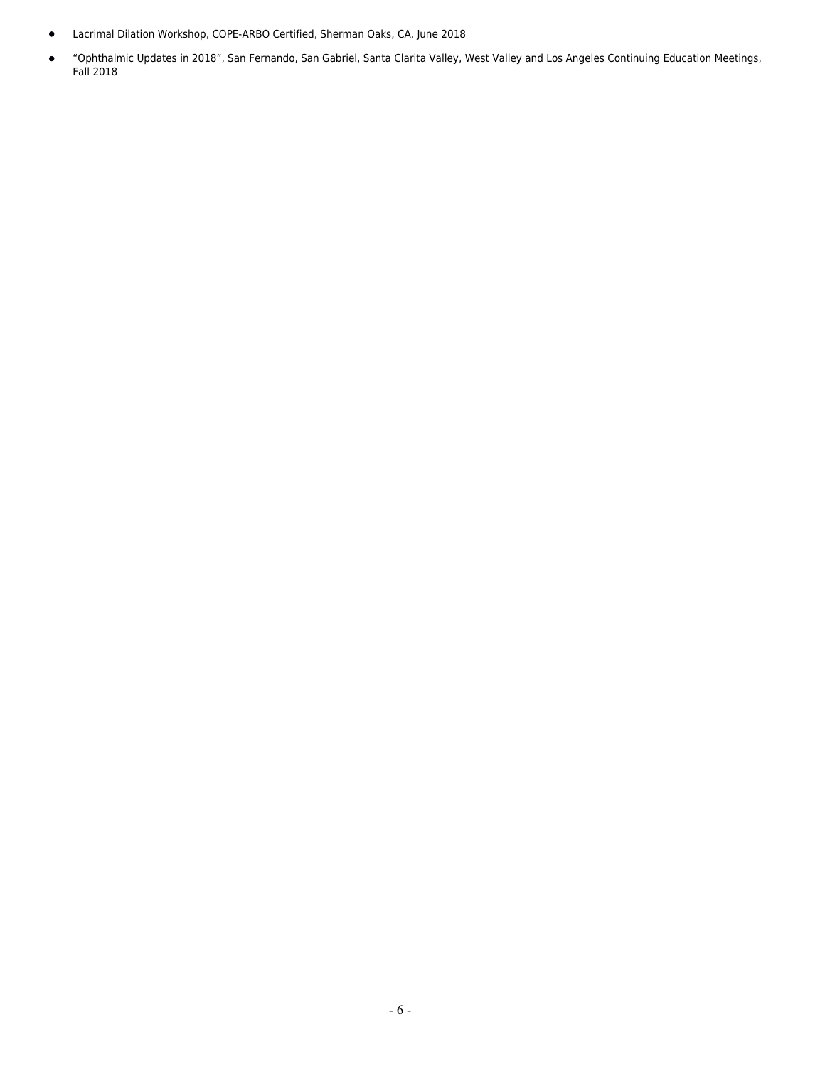- Lacrimal Dilation Workshop, COPE-ARBO Certified, Sherman Oaks, CA, June 2018
- "Ophthalmic Updates in 2018", San Fernando, San Gabriel, Santa Clarita Valley, West Valley and Los Angeles Continuing Education Meetings, Fall 2018